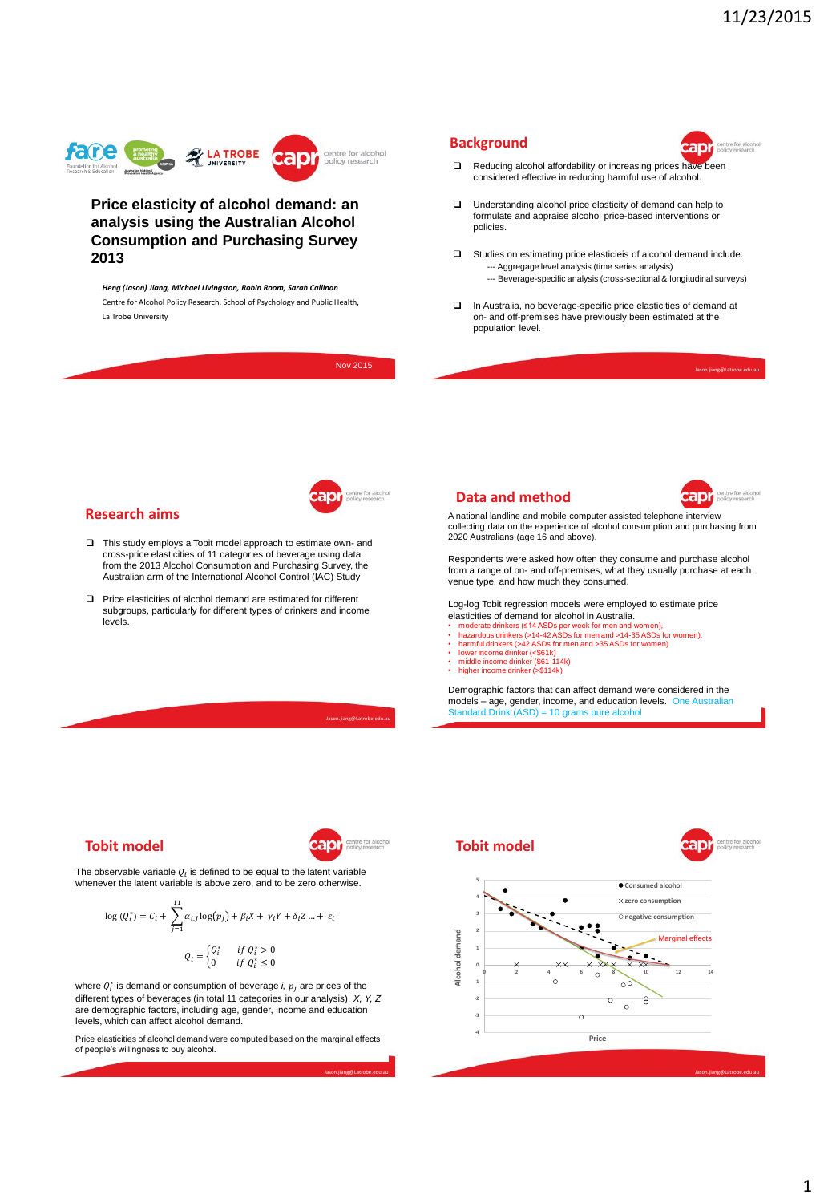# Price elasticity of alcohol demand: an analysis using the Australian Alcohol Consumption and Purchasing Survey 2013

***Heng (Jason) Jiang, Michael Livingston, Robin Room, Sarah Callinan***

Centre for Alcohol Policy Research, School of Psychology and Public Health, La Trobe University

Nov 2015

## Background

- Reducing alcohol affordability or increasing prices have been considered effective in reducing harmful use of alcohol.
- Understanding alcohol price elasticity of demand can help to formulate and appraise alcohol price-based interventions or policies.
- Studies on estimating price elasticieis of alcohol demand include:
  - --- Aggregage level analysis (time series analysis)
  - --- Beverage-specific analysis (cross-sectional & longitudinal surveys)
- In Australia, no beverage-specific price elasticities of demand at on- and off-premises have previously been estimated at the population level.

Jason.jiang@latrobe.edu.au

## Research aims

- This study employs a Tobit model approach to estimate own- and cross-price elasticities of 11 categories of beverage using data from the 2013 Alcohol Consumption and Purchasing Survey, the Australian arm of the International Alcohol Control (IAC) Study
- Price elasticities of alcohol demand are estimated for different subgroups, particularly for different types of drinkers and income levels.

Jason.jiang@latrobe.edu.au

## Data and method

A national landline and mobile computer assisted telephone interview collecting data on the experience of alcohol consumption and purchasing from 2020 Australians (age 16 and above).

Respondents were asked how often they consume and purchase alcohol from a range of on- and off-premises, what they usually purchase at each venue type, and how much they consumed.

Log-log Tobit regression models were employed to estimate price elasticities of demand for alcohol in Australia.

- moderate drinkers (≤14 ASDs per week for men and women),
- hazardous drinkers (>14-42 ASDs for men and >14-35 ASDs for women),
- harmful drinkers (>42 ASDs for men and >35 ASDs for women)
- lower income drinker (<$61k)
- middle income drinker ($61-114k)
- higher income drinker (>$114k)

Demographic factors that can affect demand were considered in the models – age, gender, income, and education levels. One Australian Standard Drink (ASD) = 10 grams pure alcohol

## Tobit model

The observable variable $Q_i$ is defined to be equal to the latent variable whenever the latent variable is above zero, and to be zero otherwise.

$$\log(Q_i^*) = C_i + \sum_{j=1}^{11} \alpha_{i,j} \log(p_j) + \beta_i X + \gamma_i Y + \delta_i Z \ldots + \varepsilon_i$$

$$Q_i = \begin{cases} Q_i^* & if\ Q_i^* > 0 \\ 0 & if\ Q_i^* \leq 0 \end{cases}$$

where $Q_i^*$ is demand or consumption of beverage $i$, $p_j$ are prices of the different types of beverages (in total 11 categories in our analysis). $X$, $Y$, $Z$ are demographic factors, including age, gender, income and education levels, which can affect alcohol demand.

Price elasticities of alcohol demand were computed based on the marginal effects of people's willingness to buy alcohol.

Jason.jiang@latrobe.edu.au

## Tobit model

(Chart: Alcohol demand vs Price; legend: ● Consumed alcohol, × zero consumption, ○ negative consumption; Marginal effects)

Jason.jiang@latrobe.edu.au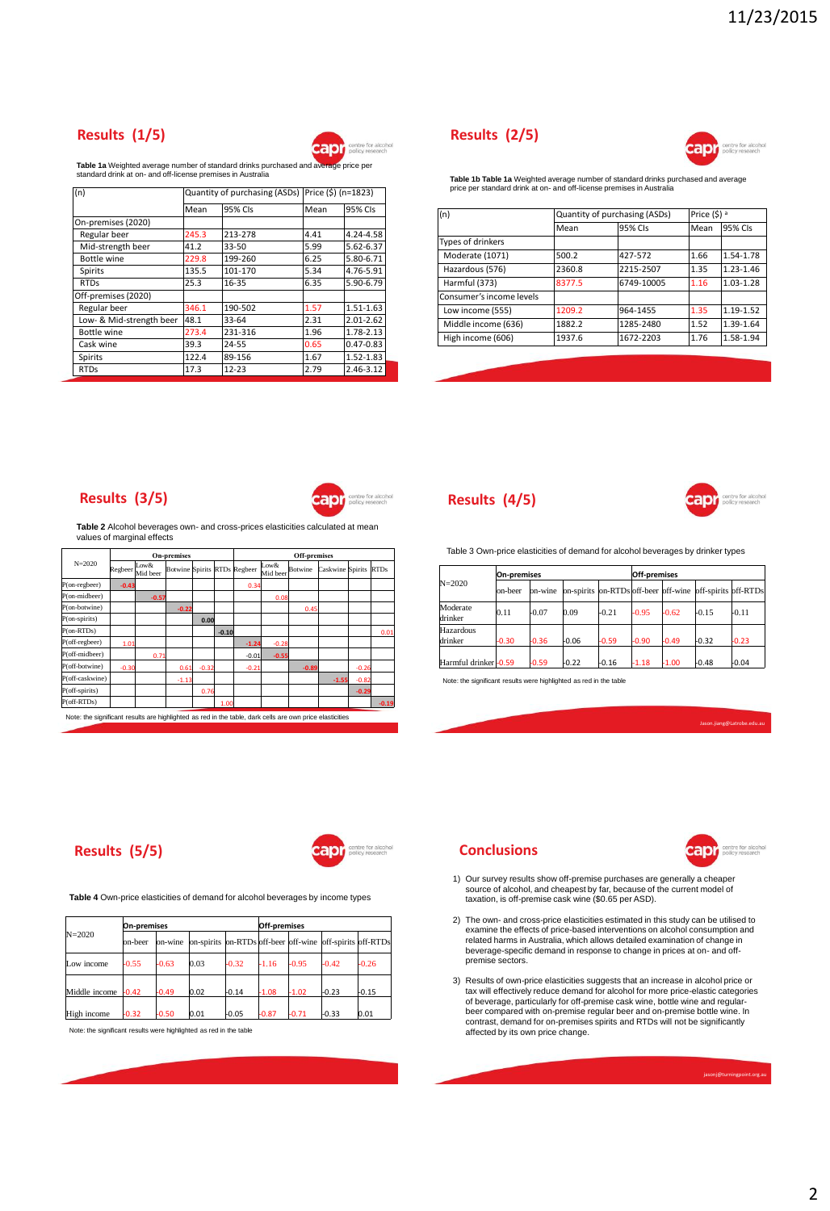## Results (1/5)

**Table 1a** Weighted average number of standard drinks purchased and average price per standard drink at on- and off-license premises in Australia

| (n) | Quantity of purchasing (ASDs) | | Price ($) (n=1823) | |
|---|---|---|---|---|
| | Mean | 95% CIs | Mean | 95% CIs |
| On-premises (2020) | | | | |
| Regular beer | 245.3 | 213-278 | 4.41 | 4.24-4.58 |
| Mid-strength beer | 41.2 | 33-50 | 5.99 | 5.62-6.37 |
| Bottle wine | 229.8 | 199-260 | 6.25 | 5.80-6.71 |
| Spirits | 135.5 | 101-170 | 5.34 | 4.76-5.91 |
| RTDs | 25.3 | 16-35 | 6.35 | 5.90-6.79 |
| Off-premises (2020) | | | | |
| Regular beer | 346.1 | 190-502 | 1.57 | 1.51-1.63 |
| Low- & Mid-strength beer | 48.1 | 33-64 | 2.31 | 2.01-2.62 |
| Bottle wine | 273.4 | 231-316 | 1.96 | 1.78-2.13 |
| Cask wine | 39.3 | 24-55 | 0.65 | 0.47-0.83 |
| Spirits | 122.4 | 89-156 | 1.67 | 1.52-1.83 |
| RTDs | 17.3 | 12-23 | 2.79 | 2.46-3.12 |

## Results (2/5)

**Table 1b Table 1a** Weighted average number of standard drinks purchased and average price per standard drink at on- and off-license premises in Australia

| (n) | Quantity of purchasing (ASDs) | | Price ($) a | |
|---|---|---|---|---|
| | Mean | 95% CIs | Mean | 95% CIs |
| Types of drinkers | | | | |
| Moderate (1071) | 500.2 | 427-572 | 1.66 | 1.54-1.78 |
| Hazardous (576) | 2360.8 | 2215-2507 | 1.35 | 1.23-1.46 |
| Harmful (373) | 8377.5 | 6749-10005 | 1.16 | 1.03-1.28 |
| Consumer's income levels | | | | |
| Low income (555) | 1209.2 | 964-1455 | 1.35 | 1.19-1.52 |
| Middle income (636) | 1882.2 | 1285-2480 | 1.52 | 1.39-1.64 |
| High income (606) | 1937.6 | 1672-2203 | 1.76 | 1.58-1.94 |

## Results (3/5)

**Table 2** Alcohol beverages own- and cross-prices elasticities calculated at mean values of marginal effects

| N=2020 | On-premises | | | | | Off-premises | | | | | |
|---|---|---|---|---|---|---|---|---|---|---|---|
| | Regbeer | Low& Mid beer | Botwine | Spirits | RTDs | Regbeer | Low& Mid beer | Botwine | Caskwine | Spirits | RTDs |
| P(on-regbeer) | -0.43 | | | | | 0.34 | | | | | |
| P(on-midbeer) | | -0.57 | | | | | 0.08 | | | | |
| P(on-botwine) | | | -0.22 | | | | | 0.45 | | | |
| P(on-spirits) | | | | 0.00 | | | | | | | |
| P(on-RTDs) | | | | | -0.10 | | | | | | 0.01 |
| P(off-regbeer) | 1.01 | | | | | -1.24 | -0.28 | | | | |
| P(off-midbeer) | | 0.71 | | | | -0.01 | -0.55 | | | | |
| P(off-botwine) | -0.30 | | 0.61 | -0.32 | | -0.21 | | -0.89 | | -0.26 | |
| P(off-caskwine) | | | -1.13 | | | | | | -1.55 | -0.82 | |
| P(off-spirits) | | | | 0.76 | | | | | | -0.29 | |
| P(off-RTDs) | | | | | 1.00 | | | | | | -0.19 |

Note: the significant results are highlighted as red in the table, dark cells are own price elasticities

## Results (4/5)

Table 3 Own-price elasticities of demand for alcohol beverages by drinker types

| N=2020 | On-premises | | | | Off-premises | | | |
|---|---|---|---|---|---|---|---|---|
| | on-beer | on-wine | on-spirits | on-RTDs | off-beer | off-wine | off-spirits | off-RTDs |
| Moderate drinker | 0.11 | -0.07 | 0.09 | -0.21 | -0.95 | -0.62 | -0.15 | -0.11 |
| Hazardous drinker | -0.30 | -0.36 | -0.06 | -0.59 | -0.90 | -0.49 | -0.32 | -0.23 |
| Harmful drinker | -0.59 | -0.59 | -0.22 | -0.16 | -1.18 | -1.00 | -0.48 | -0.04 |

Note: the significant results were highlighted as red in the table

Jason.jiang@latrobe.edu.au

## Results (5/5)

**Table 4** Own-price elasticities of demand for alcohol beverages by income types

| N=2020 | On-premises | | | | Off-premises | | | |
|---|---|---|---|---|---|---|---|---|
| | on-beer | on-wine | on-spirits | on-RTDs | off-beer | off-wine | off-spirits | off-RTDs |
| Low income | -0.55 | -0.63 | 0.03 | -0.32 | -1.16 | -0.95 | -0.42 | -0.26 |
| Middle income | -0.42 | -0.49 | 0.02 | -0.14 | -1.08 | -1.02 | -0.23 | -0.15 |
| High income | -0.32 | -0.50 | 0.01 | -0.05 | -0.87 | -0.71 | -0.33 | 0.01 |

Note: the significant results were highlighted as red in the table

## Conclusions

1) Our survey results show off-premise purchases are generally a cheaper source of alcohol, and cheapest by far, because of the current model of taxation, is off-premise cask wine ($0.65 per ASD).

2) The own- and cross-price elasticities estimated in this study can be utilised to examine the effects of price-based interventions on alcohol consumption and related harms in Australia, which allows detailed examination of change in beverage-specific demand in response to change in prices at on- and off-premise sectors.

3) Results of own-price elasticities suggests that an increase in alcohol price or tax will effectively reduce demand for alcohol for more price-elastic categories of beverage, particularly for off-premise cask wine, bottle wine and regular-beer compared with on-premise regular beer and on-premise bottle wine. In contrast, demand for on-premises spirits and RTDs will not be significantly affected by its own price change.

jasonj@turningpoint.org.au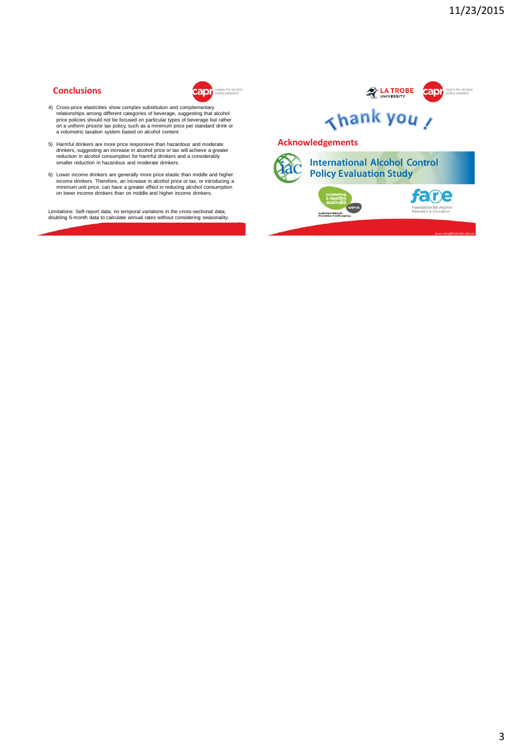## Conclusions

4) Cross-price elasticities show complex substitution and complementary relationships among different categories of beverage, suggesting that alcohol price policies should not be focused on particular types of beverage but rather on a uniform price/or tax policy, such as a minimum price per standard drink or a volumetric taxation system based on alcohol content

5) Harmful drinkers are more price responsive than hazardous and moderate drinkers, suggesting an increase in alcohol price or tax will achieve a greater reduction in alcohol consumption for harmful drinkers and a considerably smaller reduction in hazardous and moderate drinkers.

6) Lower income drinkers are generally more price elastic than middle and higher income drinkers. Therefore, an increase in alcohol price or tax, or introducing a minimum unit price, can have a greater effect in reducing alcohol consumption on lower income drinkers than on middle and higher income drinkers.

Limitations: Self-report data; no temporal variations in the cross-sectional data; doubling 6-month data to calculate annual rates without considering seasonality.

# Thank you !

## Acknowledgements

International Alcohol Control Policy Evaluation Study

Australian National Preventive Health Agency

Foundation for Alcohol Research & Education

Jason.jiang@Latrobe.edu.au